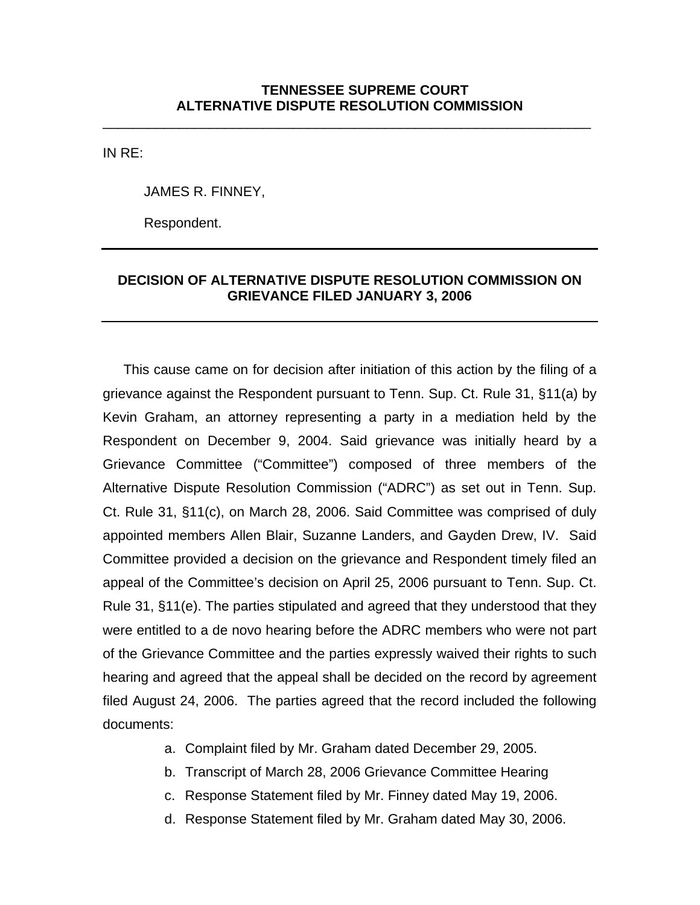**TENNESSEE SUPREME COURT**
**ALTERNATIVE DISPUTE RESOLUTION COMMISSION**

---

IN RE:

JAMES R. FINNEY,

Respondent.

---

## DECISION OF ALTERNATIVE DISPUTE RESOLUTION COMMISSION ON GRIEVANCE FILED JANUARY 3, 2006

---

This cause came on for decision after initiation of this action by the filing of a grievance against the Respondent pursuant to Tenn. Sup. Ct. Rule 31, §11(a) by Kevin Graham, an attorney representing a party in a mediation held by the Respondent on December 9, 2004. Said grievance was initially heard by a Grievance Committee ("Committee") composed of three members of the Alternative Dispute Resolution Commission ("ADRC") as set out in Tenn. Sup. Ct. Rule 31, §11(c), on March 28, 2006. Said Committee was comprised of duly appointed members Allen Blair, Suzanne Landers, and Gayden Drew, IV. Said Committee provided a decision on the grievance and Respondent timely filed an appeal of the Committee's decision on April 25, 2006 pursuant to Tenn. Sup. Ct. Rule 31, §11(e). The parties stipulated and agreed that they understood that they were entitled to a de novo hearing before the ADRC members who were not part of the Grievance Committee and the parties expressly waived their rights to such hearing and agreed that the appeal shall be decided on the record by agreement filed August 24, 2006. The parties agreed that the record included the following documents:

a. Complaint filed by Mr. Graham dated December 29, 2005.
b. Transcript of March 28, 2006 Grievance Committee Hearing
c. Response Statement filed by Mr. Finney dated May 19, 2006.
d. Response Statement filed by Mr. Graham dated May 30, 2006.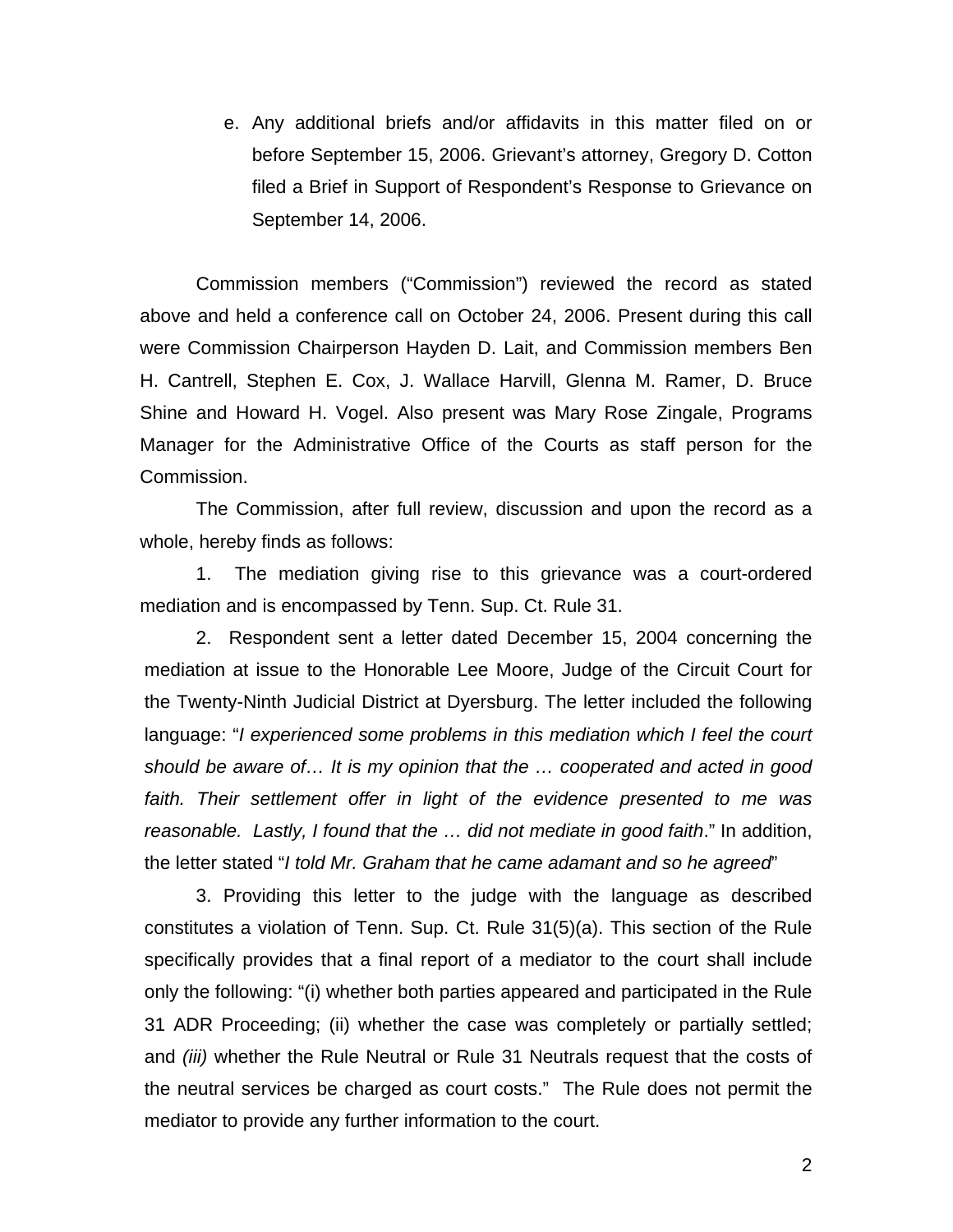e. Any additional briefs and/or affidavits in this matter filed on or before September 15, 2006. Grievant's attorney, Gregory D. Cotton filed a Brief in Support of Respondent's Response to Grievance on September 14, 2006.

Commission members ("Commission") reviewed the record as stated above and held a conference call on October 24, 2006. Present during this call were Commission Chairperson Hayden D. Lait, and Commission members Ben H. Cantrell, Stephen E. Cox, J. Wallace Harvill, Glenna M. Ramer, D. Bruce Shine and Howard H. Vogel. Also present was Mary Rose Zingale, Programs Manager for the Administrative Office of the Courts as staff person for the Commission.

The Commission, after full review, discussion and upon the record as a whole, hereby finds as follows:

1. The mediation giving rise to this grievance was a court-ordered mediation and is encompassed by Tenn. Sup. Ct. Rule 31.

2. Respondent sent a letter dated December 15, 2004 concerning the mediation at issue to the Honorable Lee Moore, Judge of the Circuit Court for the Twenty-Ninth Judicial District at Dyersburg. The letter included the following language: "*I experienced some problems in this mediation which I feel the court should be aware of… It is my opinion that the … cooperated and acted in good faith. Their settlement offer in light of the evidence presented to me was reasonable. Lastly, I found that the … did not mediate in good faith*." In addition, the letter stated "*I told Mr. Graham that he came adamant and so he agreed*"

3. Providing this letter to the judge with the language as described constitutes a violation of Tenn. Sup. Ct. Rule 31(5)(a). This section of the Rule specifically provides that a final report of a mediator to the court shall include only the following: "(i) whether both parties appeared and participated in the Rule 31 ADR Proceeding; (ii) whether the case was completely or partially settled; and *(iii)* whether the Rule Neutral or Rule 31 Neutrals request that the costs of the neutral services be charged as court costs." The Rule does not permit the mediator to provide any further information to the court.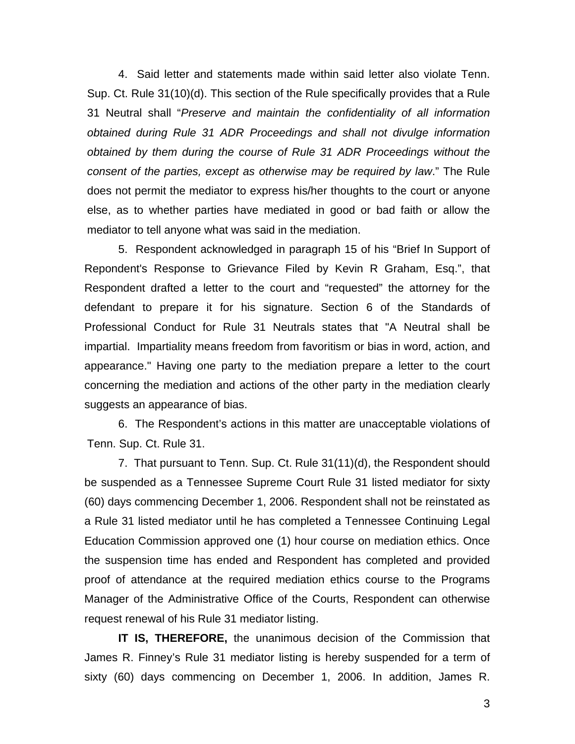4. Said letter and statements made within said letter also violate Tenn. Sup. Ct. Rule 31(10)(d). This section of the Rule specifically provides that a Rule 31 Neutral shall "*Preserve and maintain the confidentiality of all information obtained during Rule 31 ADR Proceedings and shall not divulge information obtained by them during the course of Rule 31 ADR Proceedings without the consent of the parties, except as otherwise may be required by law*." The Rule does not permit the mediator to express his/her thoughts to the court or anyone else, as to whether parties have mediated in good or bad faith or allow the mediator to tell anyone what was said in the mediation.

5. Respondent acknowledged in paragraph 15 of his "Brief In Support of Repondent's Response to Grievance Filed by Kevin R Graham, Esq.", that Respondent drafted a letter to the court and "requested" the attorney for the defendant to prepare it for his signature. Section 6 of the Standards of Professional Conduct for Rule 31 Neutrals states that "A Neutral shall be impartial. Impartiality means freedom from favoritism or bias in word, action, and appearance." Having one party to the mediation prepare a letter to the court concerning the mediation and actions of the other party in the mediation clearly suggests an appearance of bias.

6. The Respondent's actions in this matter are unacceptable violations of Tenn. Sup. Ct. Rule 31.

7. That pursuant to Tenn. Sup. Ct. Rule 31(11)(d), the Respondent should be suspended as a Tennessee Supreme Court Rule 31 listed mediator for sixty (60) days commencing December 1, 2006. Respondent shall not be reinstated as a Rule 31 listed mediator until he has completed a Tennessee Continuing Legal Education Commission approved one (1) hour course on mediation ethics. Once the suspension time has ended and Respondent has completed and provided proof of attendance at the required mediation ethics course to the Programs Manager of the Administrative Office of the Courts, Respondent can otherwise request renewal of his Rule 31 mediator listing.

**IT IS, THEREFORE,** the unanimous decision of the Commission that James R. Finney's Rule 31 mediator listing is hereby suspended for a term of sixty (60) days commencing on December 1, 2006. In addition, James R.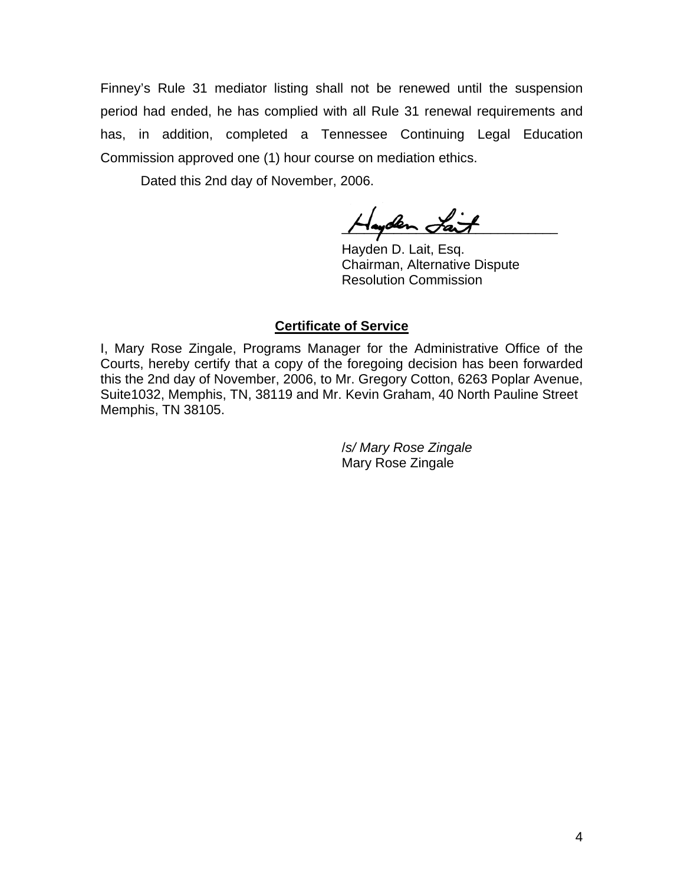Finney's Rule 31 mediator listing shall not be renewed until the suspension period had ended, he has complied with all Rule 31 renewal requirements and has, in addition, completed a Tennessee Continuing Legal Education Commission approved one (1) hour course on mediation ethics.

Dated this 2nd day of November, 2006.

Hayden D. Lait, Esq.
Chairman, Alternative Dispute
Resolution Commission

## Certificate of Service

I, Mary Rose Zingale, Programs Manager for the Administrative Office of the Courts, hereby certify that a copy of the foregoing decision has been forwarded this the 2nd day of November, 2006, to Mr. Gregory Cotton, 6263 Poplar Avenue, Suite1032, Memphis, TN, 38119 and Mr. Kevin Graham, 40 North Pauline Street Memphis, TN 38105.

*/s/ Mary Rose Zingale*
Mary Rose Zingale